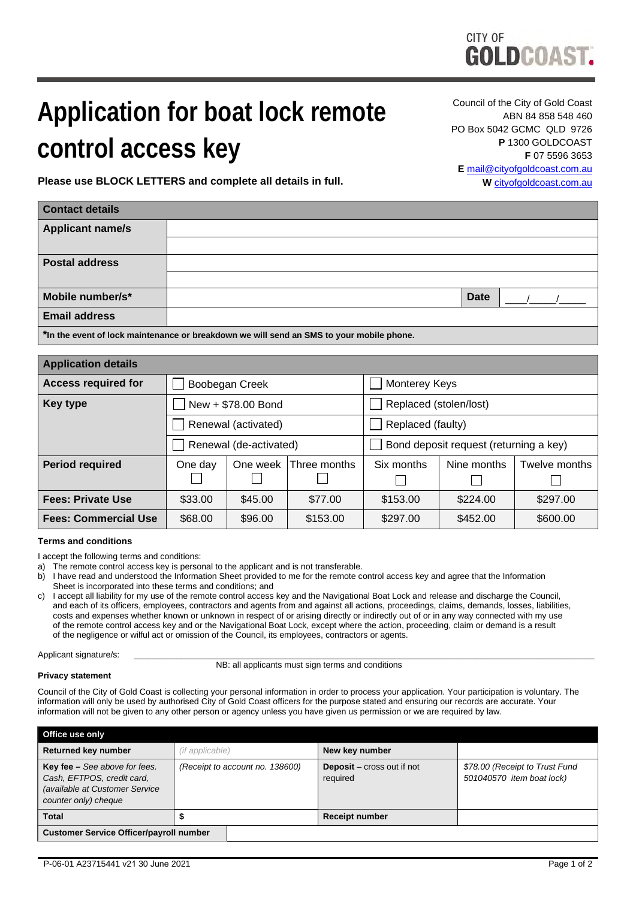CITY OF GOLDCOAST.

# Application for boat lock remote control access key

Council of the City of Gold Coast
ABN 84 858 548 460
PO Box 5042 GCMC QLD 9726
**P** 1300 GOLDCOAST
**F** 07 5596 3653
**E** mail@cityofgoldcoast.com.au
**W** cityofgoldcoast.com.au

**Please use BLOCK LETTERS and complete all details in full.**

| Contact details | | | |
|---|---|---|---|
| **Applicant name/s** | | | |
| | | | |
| **Postal address** | | | |
| | | | |
| **Mobile number/s*** | | **Date** | ____/____/____ |
| **Email address** | | | |
| ***In the event of lock maintenance or breakdown we will send an SMS to your mobile phone.** | | | |

| Application details | | | | | | |
|---|---|---|---|---|---|---|
| **Access required for** | ☐ Boobegan Creek | | | ☐ Monterey Keys | | |
| **Key type** | ☐ New + $78.00 Bond | | | ☐ Replaced (stolen/lost) | | |
| | ☐ Renewal (activated) | | | ☐ Replaced (faulty) | | |
| | ☐ Renewal (de-activated) | | | ☐ Bond deposit request (returning a key) | | |
| **Period required** | One day ☐ | One week ☐ | Three months ☐ | Six months ☐ | Nine months ☐ | Twelve months ☐ |
| **Fees: Private Use** | $33.00 | $45.00 | $77.00 | $153.00 | $224.00 | $297.00 |
| **Fees: Commercial Use** | $68.00 | $96.00 | $153.00 | $297.00 | $452.00 | $600.00 |

**Terms and conditions**

I accept the following terms and conditions:

a) The remote control access key is personal to the applicant and is not transferable.
b) I have read and understood the Information Sheet provided to me for the remote control access key and agree that the Information Sheet is incorporated into these terms and conditions; and
c) I accept all liability for my use of the remote control access key and the Navigational Boat Lock and release and discharge the Council, and each of its officers, employees, contractors and agents from and against all actions, proceedings, claims, demands, losses, liabilities, costs and expenses whether known or unknown in respect of or arising directly or indirectly out of or in any way connected with my use of the remote control access key and the Navigational Boat Lock, except where the action, proceeding, claim or demand is a result of the negligence or wilful act or omission of the Council, its employees, contractors or agents.

Applicant signature/s: ________________________________________

NB: all applicants must sign terms and conditions

**Privacy statement**

Council of the City of Gold Coast is collecting your personal information in order to process your application. Your participation is voluntary. The information will only be used by authorised City of Gold Coast officers for the purpose stated and ensuring our records are accurate. Your information will not be given to any other person or agency unless you have given us permission or we are required by law.

| Office use only | | | |
|---|---|---|---|
| **Returned key number** | *(if applicable)* | **New key number** | |
| **Key fee** – *See above for fees. Cash, EFTPOS, credit card, (available at Customer Service counter only) cheque* | *(Receipt to account no. 138600)* | **Deposit** – cross out if not required | *$78.00 (Receipt to Trust Fund 501040570 item boat lock)* |
| **Total** | **$** | **Receipt number** | |
| **Customer Service Officer/payroll number** | | | |

P-06-01 A23715441 v21 30 June 2021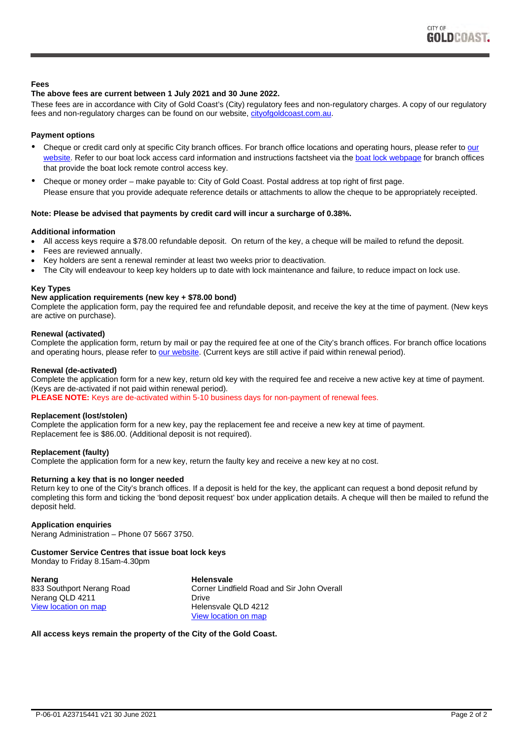**Fees**

**The above fees are current between 1 July 2021 and 30 June 2022.**

These fees are in accordance with City of Gold Coast's (City) regulatory fees and non-regulatory charges. A copy of our regulatory fees and non-regulatory charges can be found on our website, cityofgoldcoast.com.au.

**Payment options**

- Cheque or credit card only at specific City branch offices. For branch office locations and operating hours, please refer to our website. Refer to our boat lock access card information and instructions factsheet via the boat lock webpage for branch offices that provide the boat lock remote control access key.
- Cheque or money order – make payable to: City of Gold Coast. Postal address at top right of first page.
  Please ensure that you provide adequate reference details or attachments to allow the cheque to be appropriately receipted.

**Note: Please be advised that payments by credit card will incur a surcharge of 0.38%.**

**Additional information**

- All access keys require a $78.00 refundable deposit. On return of the key, a cheque will be mailed to refund the deposit.
- Fees are reviewed annually.
- Key holders are sent a renewal reminder at least two weeks prior to deactivation.
- The City will endeavour to keep key holders up to date with lock maintenance and failure, to reduce impact on lock use.

**Key Types**

**New application requirements (new key + $78.00 bond)**

Complete the application form, pay the required fee and refundable deposit, and receive the key at the time of payment. (New keys are active on purchase).

**Renewal (activated)**

Complete the application form, return by mail or pay the required fee at one of the City's branch offices. For branch office locations and operating hours, please refer to our website. (Current keys are still active if paid within renewal period).

**Renewal (de-activated)**

Complete the application form for a new key, return old key with the required fee and receive a new active key at time of payment. (Keys are de-activated if not paid within renewal period).

**PLEASE NOTE:** Keys are de-activated within 5-10 business days for non-payment of renewal fees.

**Replacement (lost/stolen)**

Complete the application form for a new key, pay the replacement fee and receive a new key at time of payment.
Replacement fee is $86.00. (Additional deposit is not required).

**Replacement (faulty)**

Complete the application form for a new key, return the faulty key and receive a new key at no cost.

**Returning a key that is no longer needed**

Return key to one of the City's branch offices. If a deposit is held for the key, the applicant can request a bond deposit refund by completing this form and ticking the 'bond deposit request' box under application details. A cheque will then be mailed to refund the deposit held.

**Application enquiries**

Nerang Administration – Phone 07 5667 3750.

**Customer Service Centres that issue boat lock keys**

Monday to Friday 8.15am-4.30pm

**Nerang**
833 Southport Nerang Road
Nerang QLD 4211
View location on map

**Helensvale**
Corner Lindfield Road and Sir John Overall Drive
Helensvale QLD 4212
View location on map

**All access keys remain the property of the City of the Gold Coast.**

P-06-01 A23715441 v21 30 June 2021